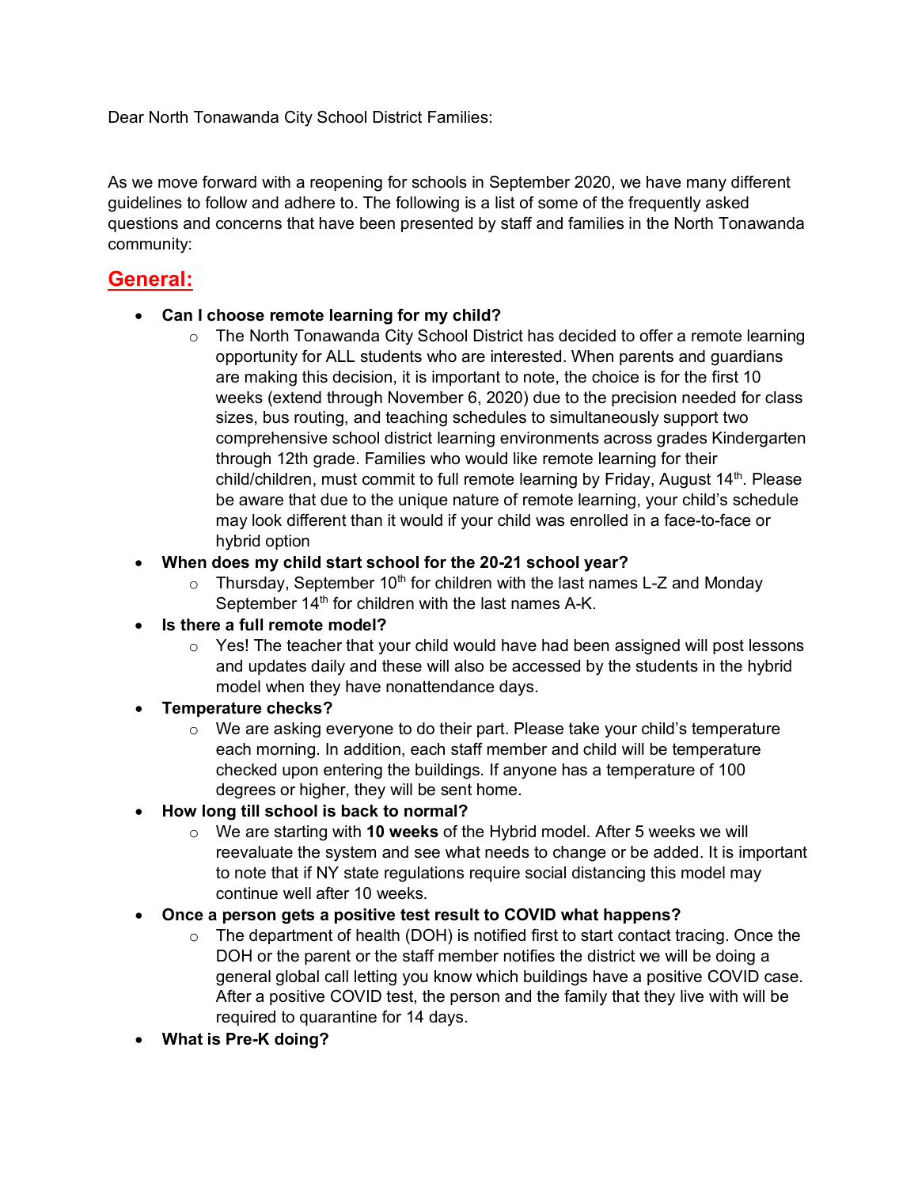Dear North Tonawanda City School District Families:

As we move forward with a reopening for schools in September 2020, we have many different guidelines to follow and adhere to. The following is a list of some of the frequently asked questions and concerns that have been presented by staff and families in the North Tonawanda community:

## General:

- **Can I choose remote learning for my child?**
  - The North Tonawanda City School District has decided to offer a remote learning opportunity for ALL students who are interested. When parents and guardians are making this decision, it is important to note, the choice is for the first 10 weeks (extend through November 6, 2020) due to the precision needed for class sizes, bus routing, and teaching schedules to simultaneously support two comprehensive school district learning environments across grades Kindergarten through 12th grade. Families who would like remote learning for their child/children, must commit to full remote learning by Friday, August 14th. Please be aware that due to the unique nature of remote learning, your child's schedule may look different than it would if your child was enrolled in a face-to-face or hybrid option
- **When does my child start school for the 20-21 school year?**
  - Thursday, September 10th for children with the last names L-Z and Monday September 14th for children with the last names A-K.
- **Is there a full remote model?**
  - Yes! The teacher that your child would have had been assigned will post lessons and updates daily and these will also be accessed by the students in the hybrid model when they have nonattendance days.
- **Temperature checks?**
  - We are asking everyone to do their part. Please take your child's temperature each morning. In addition, each staff member and child will be temperature checked upon entering the buildings. If anyone has a temperature of 100 degrees or higher, they will be sent home.
- **How long till school is back to normal?**
  - We are starting with **10 weeks** of the Hybrid model. After 5 weeks we will reevaluate the system and see what needs to change or be added. It is important to note that if NY state regulations require social distancing this model may continue well after 10 weeks.
- **Once a person gets a positive test result to COVID what happens?**
  - The department of health (DOH) is notified first to start contact tracing. Once the DOH or the parent or the staff member notifies the district we will be doing a general global call letting you know which buildings have a positive COVID case. After a positive COVID test, the person and the family that they live with will be required to quarantine for 14 days.
- **What is Pre-K doing?**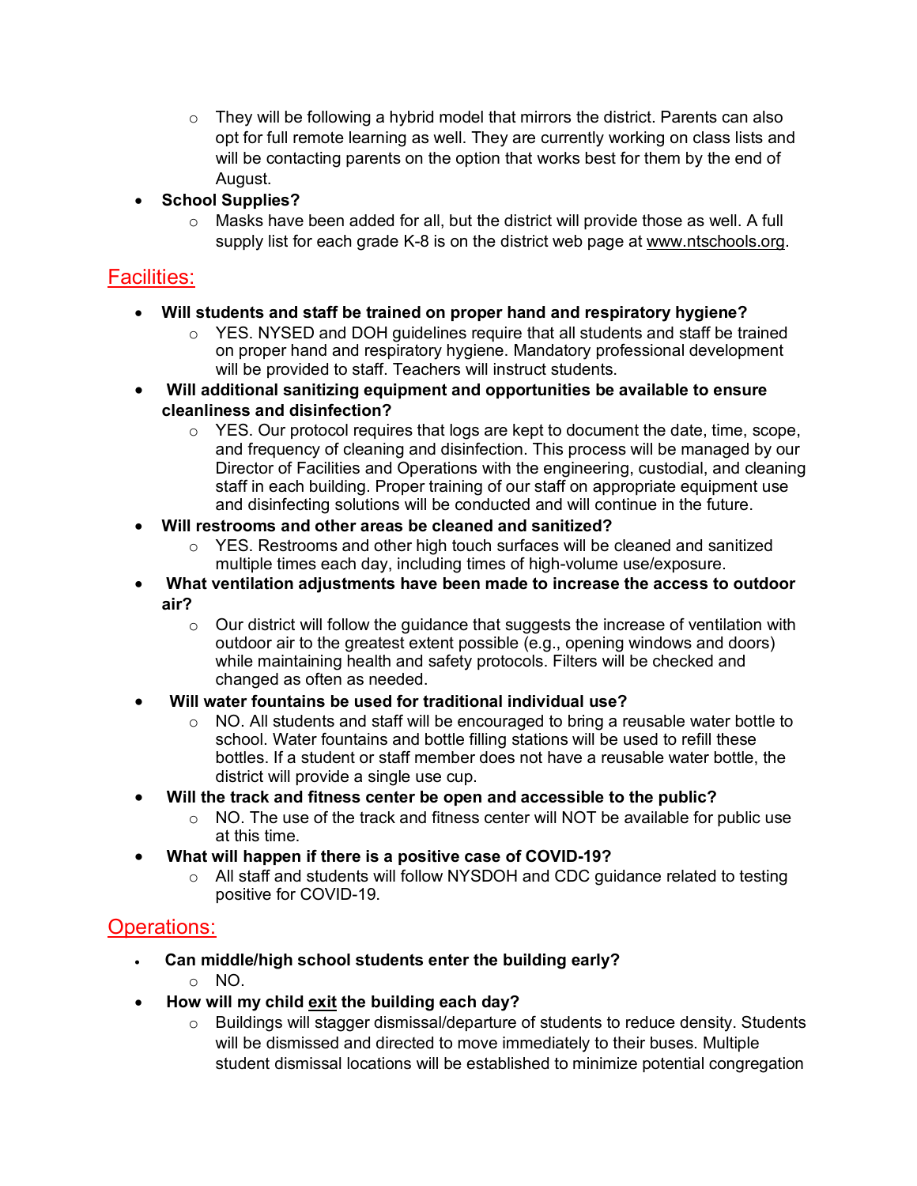- They will be following a hybrid model that mirrors the district. Parents can also opt for full remote learning as well. They are currently working on class lists and will be contacting parents on the option that works best for them by the end of August.
- **School Supplies?**
  - Masks have been added for all, but the district will provide those as well. A full supply list for each grade K-8 is on the district web page at www.ntschools.org.

## Facilities:

- **Will students and staff be trained on proper hand and respiratory hygiene?**
  - YES. NYSED and DOH guidelines require that all students and staff be trained on proper hand and respiratory hygiene. Mandatory professional development will be provided to staff. Teachers will instruct students.
- **Will additional sanitizing equipment and opportunities be available to ensure cleanliness and disinfection?**
  - YES. Our protocol requires that logs are kept to document the date, time, scope, and frequency of cleaning and disinfection. This process will be managed by our Director of Facilities and Operations with the engineering, custodial, and cleaning staff in each building. Proper training of our staff on appropriate equipment use and disinfecting solutions will be conducted and will continue in the future.
- **Will restrooms and other areas be cleaned and sanitized?**
  - YES. Restrooms and other high touch surfaces will be cleaned and sanitized multiple times each day, including times of high-volume use/exposure.
- **What ventilation adjustments have been made to increase the access to outdoor air?**
  - Our district will follow the guidance that suggests the increase of ventilation with outdoor air to the greatest extent possible (e.g., opening windows and doors) while maintaining health and safety protocols. Filters will be checked and changed as often as needed.
- **Will water fountains be used for traditional individual use?**
  - NO. All students and staff will be encouraged to bring a reusable water bottle to school. Water fountains and bottle filling stations will be used to refill these bottles. If a student or staff member does not have a reusable water bottle, the district will provide a single use cup.
- **Will the track and fitness center be open and accessible to the public?**
  - NO. The use of the track and fitness center will NOT be available for public use at this time.
- **What will happen if there is a positive case of COVID-19?**
  - All staff and students will follow NYSDOH and CDC guidance related to testing positive for COVID-19.

## Operations:

- **Can middle/high school students enter the building early?**
  - NO.
- **How will my child exit the building each day?**
  - Buildings will stagger dismissal/departure of students to reduce density. Students will be dismissed and directed to move immediately to their buses. Multiple student dismissal locations will be established to minimize potential congregation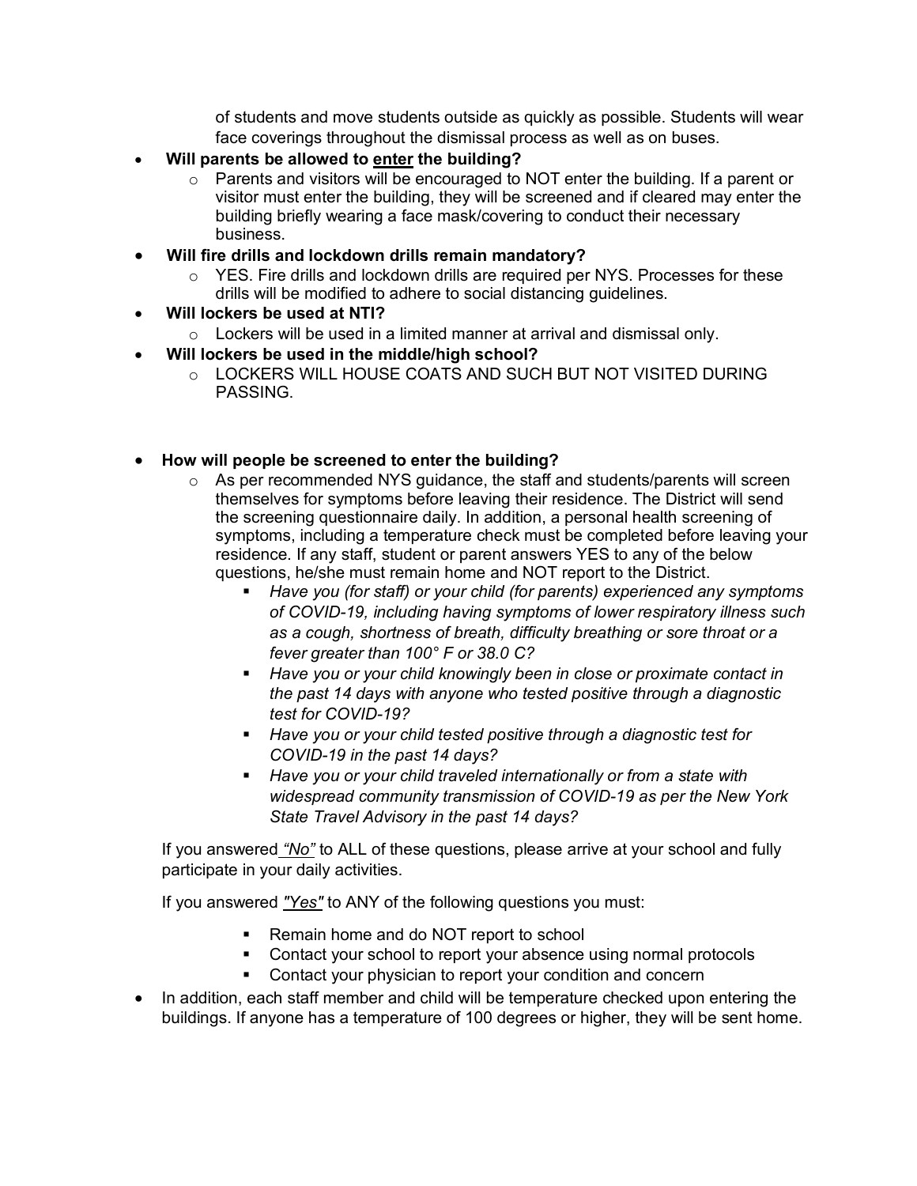of students and move students outside as quickly as possible. Students will wear face coverings throughout the dismissal process as well as on buses.

- **Will parents be allowed to <u>enter</u> the building?**
    - Parents and visitors will be encouraged to NOT enter the building. If a parent or visitor must enter the building, they will be screened and if cleared may enter the building briefly wearing a face mask/covering to conduct their necessary business.
- **Will fire drills and lockdown drills remain mandatory?**
    - YES. Fire drills and lockdown drills are required per NYS. Processes for these drills will be modified to adhere to social distancing guidelines.
- **Will lockers be used at NTI?**
    - Lockers will be used in a limited manner at arrival and dismissal only.
- **Will lockers be used in the middle/high school?**
    - LOCKERS WILL HOUSE COATS AND SUCH BUT NOT VISITED DURING PASSING.

- **How will people be screened to enter the building?**
    - As per recommended NYS guidance, the staff and students/parents will screen themselves for symptoms before leaving their residence. The District will send the screening questionnaire daily. In addition, a personal health screening of symptoms, including a temperature check must be completed before leaving your residence. If any staff, student or parent answers YES to any of the below questions, he/she must remain home and NOT report to the District.
        - *Have you (for staff) or your child (for parents) experienced any symptoms of COVID-19, including having symptoms of lower respiratory illness such as a cough, shortness of breath, difficulty breathing or sore throat or a fever greater than 100° F or 38.0 C?*
        - *Have you or your child knowingly been in close or proximate contact in the past 14 days with anyone who tested positive through a diagnostic test for COVID-19?*
        - *Have you or your child tested positive through a diagnostic test for COVID-19 in the past 14 days?*
        - *Have you or your child traveled internationally or from a state with widespread community transmission of COVID-19 as per the New York State Travel Advisory in the past 14 days?*

  If you answered <u>*"No"*</u> to ALL of these questions, please arrive at your school and fully participate in your daily activities.

  If you answered <u>*"Yes"*</u> to ANY of the following questions you must:

    - Remain home and do NOT report to school
    - Contact your school to report your absence using normal protocols
    - Contact your physician to report your condition and concern

- In addition, each staff member and child will be temperature checked upon entering the buildings. If anyone has a temperature of 100 degrees or higher, they will be sent home.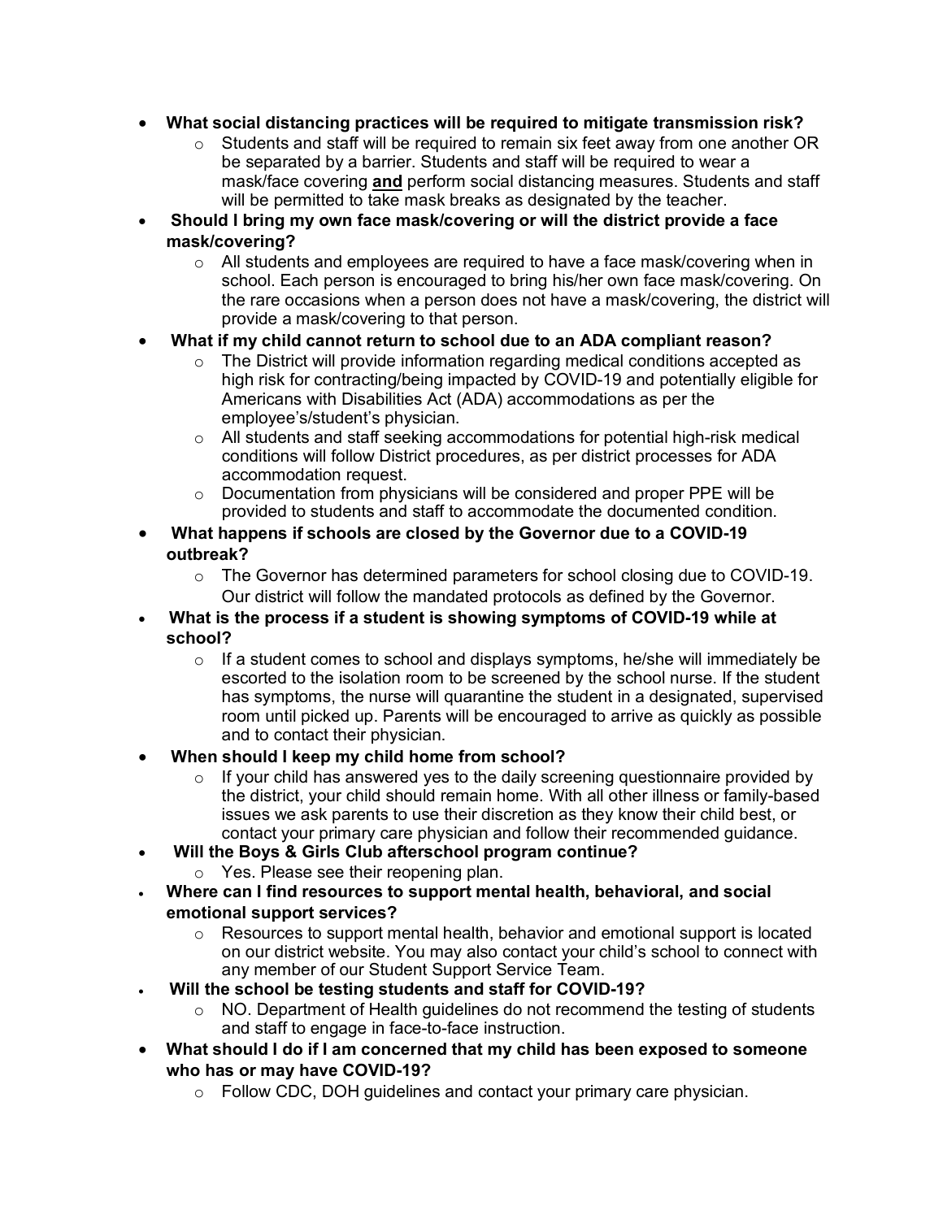- **What social distancing practices will be required to mitigate transmission risk?**
  - Students and staff will be required to remain six feet away from one another OR be separated by a barrier. Students and staff will be required to wear a mask/face covering **<u>and</u>** perform social distancing measures. Students and staff will be permitted to take mask breaks as designated by the teacher.
- **Should I bring my own face mask/covering or will the district provide a face mask/covering?**
  - All students and employees are required to have a face mask/covering when in school. Each person is encouraged to bring his/her own face mask/covering. On the rare occasions when a person does not have a mask/covering, the district will provide a mask/covering to that person.
- **What if my child cannot return to school due to an ADA compliant reason?**
  - The District will provide information regarding medical conditions accepted as high risk for contracting/being impacted by COVID-19 and potentially eligible for Americans with Disabilities Act (ADA) accommodations as per the employee's/student's physician.
  - All students and staff seeking accommodations for potential high-risk medical conditions will follow District procedures, as per district processes for ADA accommodation request.
  - Documentation from physicians will be considered and proper PPE will be provided to students and staff to accommodate the documented condition.
- **What happens if schools are closed by the Governor due to a COVID-19 outbreak?**
  - The Governor has determined parameters for school closing due to COVID-19. Our district will follow the mandated protocols as defined by the Governor.
- **What is the process if a student is showing symptoms of COVID-19 while at school?**
  - If a student comes to school and displays symptoms, he/she will immediately be escorted to the isolation room to be screened by the school nurse. If the student has symptoms, the nurse will quarantine the student in a designated, supervised room until picked up. Parents will be encouraged to arrive as quickly as possible and to contact their physician.
- **When should I keep my child home from school?**
  - If your child has answered yes to the daily screening questionnaire provided by the district, your child should remain home. With all other illness or family-based issues we ask parents to use their discretion as they know their child best, or contact your primary care physician and follow their recommended guidance.
- **Will the Boys & Girls Club afterschool program continue?**
  - Yes. Please see their reopening plan.
- **Where can I find resources to support mental health, behavioral, and social emotional support services?**
  - Resources to support mental health, behavior and emotional support is located on our district website. You may also contact your child's school to connect with any member of our Student Support Service Team.
- **Will the school be testing students and staff for COVID-19?**
  - NO. Department of Health guidelines do not recommend the testing of students and staff to engage in face-to-face instruction.
- **What should I do if I am concerned that my child has been exposed to someone who has or may have COVID-19?**
  - Follow CDC, DOH guidelines and contact your primary care physician.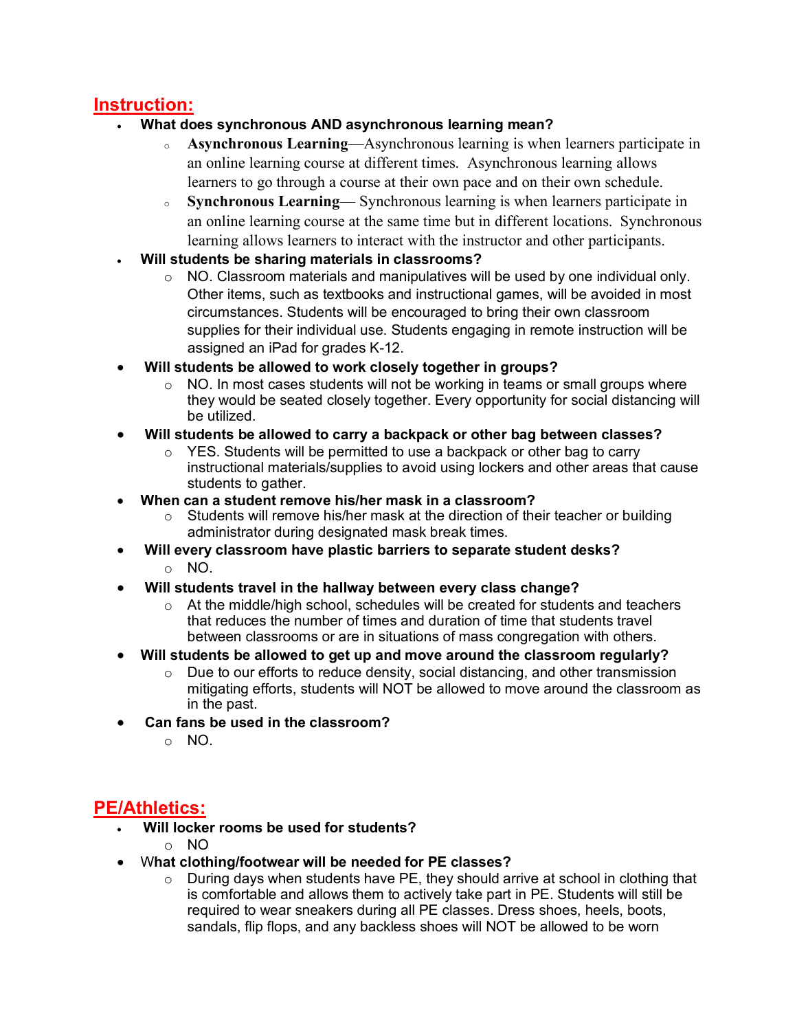## Instruction:

- **What does synchronous AND asynchronous learning mean?**
  - **Asynchronous Learning**—Asynchronous learning is when learners participate in an online learning course at different times. Asynchronous learning allows learners to go through a course at their own pace and on their own schedule.
  - **Synchronous Learning**— Synchronous learning is when learners participate in an online learning course at the same time but in different locations. Synchronous learning allows learners to interact with the instructor and other participants.
- **Will students be sharing materials in classrooms?**
  - NO. Classroom materials and manipulatives will be used by one individual only. Other items, such as textbooks and instructional games, will be avoided in most circumstances. Students will be encouraged to bring their own classroom supplies for their individual use. Students engaging in remote instruction will be assigned an iPad for grades K-12.
- **Will students be allowed to work closely together in groups?**
  - NO. In most cases students will not be working in teams or small groups where they would be seated closely together. Every opportunity for social distancing will be utilized.
- **Will students be allowed to carry a backpack or other bag between classes?**
  - YES. Students will be permitted to use a backpack or other bag to carry instructional materials/supplies to avoid using lockers and other areas that cause students to gather.
- **When can a student remove his/her mask in a classroom?**
  - Students will remove his/her mask at the direction of their teacher or building administrator during designated mask break times.
- **Will every classroom have plastic barriers to separate student desks?**
  - NO.
- **Will students travel in the hallway between every class change?**
  - At the middle/high school, schedules will be created for students and teachers that reduces the number of times and duration of time that students travel between classrooms or are in situations of mass congregation with others.
- **Will students be allowed to get up and move around the classroom regularly?**
  - Due to our efforts to reduce density, social distancing, and other transmission mitigating efforts, students will NOT be allowed to move around the classroom as in the past.
- **Can fans be used in the classroom?**
  - NO.

## PE/Athletics:

- **Will locker rooms be used for students?**
  - NO
- **What clothing/footwear will be needed for PE classes?**
  - During days when students have PE, they should arrive at school in clothing that is comfortable and allows them to actively take part in PE. Students will still be required to wear sneakers during all PE classes. Dress shoes, heels, boots, sandals, flip flops, and any backless shoes will NOT be allowed to be worn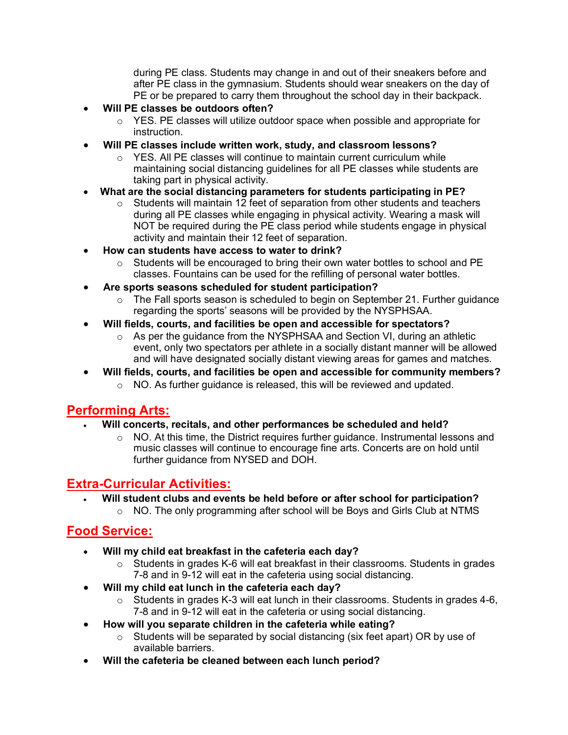during PE class. Students may change in and out of their sneakers before and after PE class in the gymnasium. Students should wear sneakers on the day of PE or be prepared to carry them throughout the school day in their backpack.

- **Will PE classes be outdoors often?**
  - YES. PE classes will utilize outdoor space when possible and appropriate for instruction.
- **Will PE classes include written work, study, and classroom lessons?**
  - YES. All PE classes will continue to maintain current curriculum while maintaining social distancing guidelines for all PE classes while students are taking part in physical activity.
- **What are the social distancing parameters for students participating in PE?**
  - Students will maintain 12 feet of separation from other students and teachers during all PE classes while engaging in physical activity. Wearing a mask will NOT be required during the PE class period while students engage in physical activity and maintain their 12 feet of separation.
- **How can students have access to water to drink?**
  - Students will be encouraged to bring their own water bottles to school and PE classes. Fountains can be used for the refilling of personal water bottles.
- **Are sports seasons scheduled for student participation?**
  - The Fall sports season is scheduled to begin on September 21. Further guidance regarding the sports' seasons will be provided by the NYSPHSAA.
- **Will fields, courts, and facilities be open and accessible for spectators?**
  - As per the guidance from the NYSPHSAA and Section VI, during an athletic event, only two spectators per athlete in a socially distant manner will be allowed and will have designated socially distant viewing areas for games and matches.
- **Will fields, courts, and facilities be open and accessible for community members?**
  - NO. As further guidance is released, this will be reviewed and updated.

## Performing Arts:

- **Will concerts, recitals, and other performances be scheduled and held?**
  - NO. At this time, the District requires further guidance. Instrumental lessons and music classes will continue to encourage fine arts. Concerts are on hold until further guidance from NYSED and DOH.

## Extra-Curricular Activities:

- **Will student clubs and events be held before or after school for participation?**
  - NO. The only programming after school will be Boys and Girls Club at NTMS

## Food Service:

- **Will my child eat breakfast in the cafeteria each day?**
  - Students in grades K-6 will eat breakfast in their classrooms. Students in grades 7-8 and in 9-12 will eat in the cafeteria using social distancing.
- **Will my child eat lunch in the cafeteria each day?**
  - Students in grades K-3 will eat lunch in their classrooms. Students in grades 4-6, 7-8 and in 9-12 will eat in the cafeteria or using social distancing.
- **How will you separate children in the cafeteria while eating?**
  - Students will be separated by social distancing (six feet apart) OR by use of available barriers.
- **Will the cafeteria be cleaned between each lunch period?**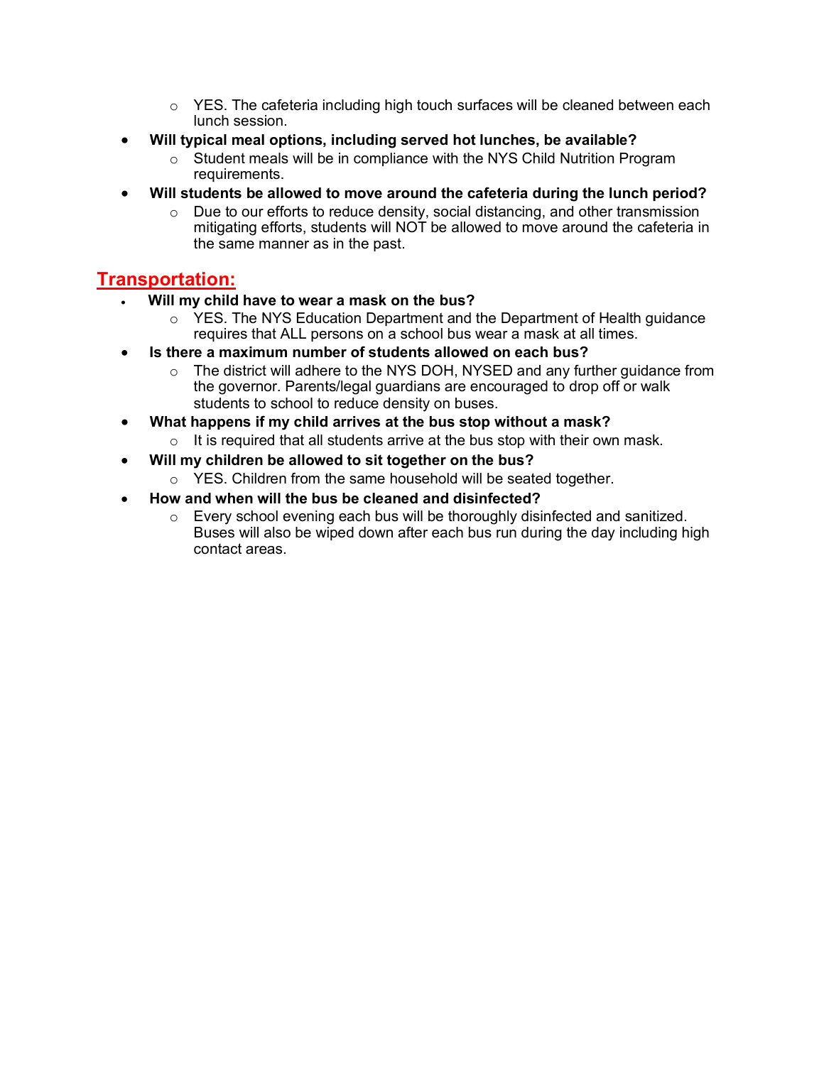- YES. The cafeteria including high touch surfaces will be cleaned between each lunch session.
- **Will typical meal options, including served hot lunches, be available?**
    - Student meals will be in compliance with the NYS Child Nutrition Program requirements.
- **Will students be allowed to move around the cafeteria during the lunch period?**
    - Due to our efforts to reduce density, social distancing, and other transmission mitigating efforts, students will NOT be allowed to move around the cafeteria in the same manner as in the past.

## Transportation:

- **Will my child have to wear a mask on the bus?**
    - YES. The NYS Education Department and the Department of Health guidance requires that ALL persons on a school bus wear a mask at all times.
- **Is there a maximum number of students allowed on each bus?**
    - The district will adhere to the NYS DOH, NYSED and any further guidance from the governor. Parents/legal guardians are encouraged to drop off or walk students to school to reduce density on buses.
- **What happens if my child arrives at the bus stop without a mask?**
    - It is required that all students arrive at the bus stop with their own mask.
- **Will my children be allowed to sit together on the bus?**
    - YES. Children from the same household will be seated together.
- **How and when will the bus be cleaned and disinfected?**
    - Every school evening each bus will be thoroughly disinfected and sanitized. Buses will also be wiped down after each bus run during the day including high contact areas.